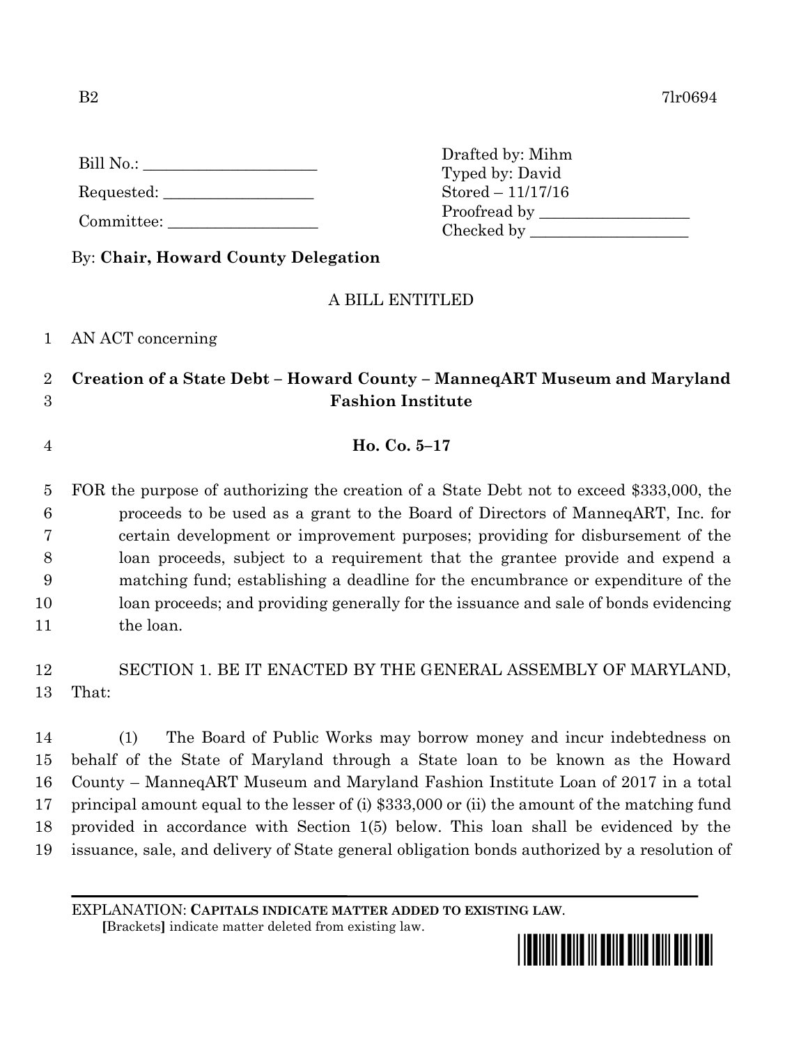B2 7lr0694

Bill No.: ____________________

Requested: ____________________

Committee: ____________________

Drafted by: Mihm
Typed by: David
Stored – 11/17/16
Proofread by ____________________
Checked by ____________________

By: **Chair, Howard County Delegation**

A BILL ENTITLED

AN ACT concerning

**Creation of a State Debt – Howard County – ManneqART Museum and Maryland Fashion Institute**

**Ho. Co. 5–17**

FOR the purpose of authorizing the creation of a State Debt not to exceed $333,000, the proceeds to be used as a grant to the Board of Directors of ManneqART, Inc. for certain development or improvement purposes; providing for disbursement of the loan proceeds, subject to a requirement that the grantee provide and expend a matching fund; establishing a deadline for the encumbrance or expenditure of the loan proceeds; and providing generally for the issuance and sale of bonds evidencing the loan.

SECTION 1. BE IT ENACTED BY THE GENERAL ASSEMBLY OF MARYLAND, That:

(1) The Board of Public Works may borrow money and incur indebtedness on behalf of the State of Maryland through a State loan to be known as the Howard County – ManneqART Museum and Maryland Fashion Institute Loan of 2017 in a total principal amount equal to the lesser of (i) $333,000 or (ii) the amount of the matching fund provided in accordance with Section 1(5) below. This loan shall be evidenced by the issuance, sale, and delivery of State general obligation bonds authorized by a resolution of

EXPLANATION: **CAPITALS INDICATE MATTER ADDED TO EXISTING LAW**.
**[**Brackets**]** indicate matter deleted from existing law.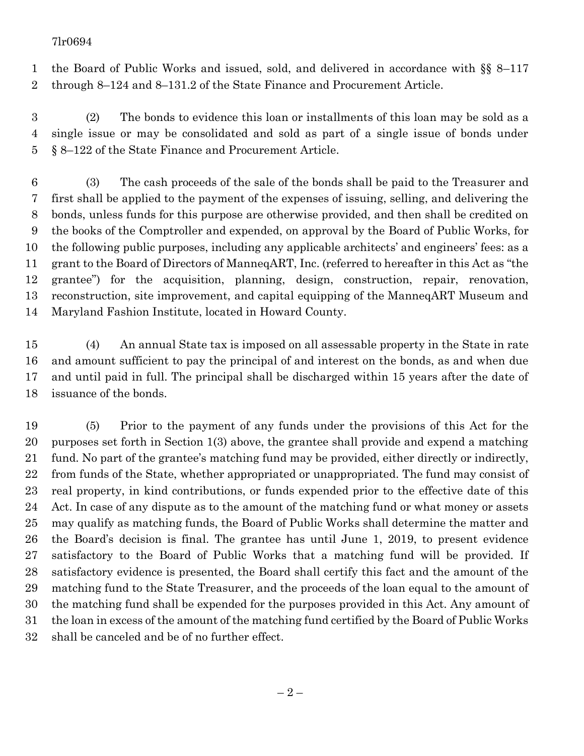the Board of Public Works and issued, sold, and delivered in accordance with §§ 8–117 through 8–124 and 8–131.2 of the State Finance and Procurement Article.

(2) The bonds to evidence this loan or installments of this loan may be sold as a single issue or may be consolidated and sold as part of a single issue of bonds under § 8–122 of the State Finance and Procurement Article.

(3) The cash proceeds of the sale of the bonds shall be paid to the Treasurer and first shall be applied to the payment of the expenses of issuing, selling, and delivering the bonds, unless funds for this purpose are otherwise provided, and then shall be credited on the books of the Comptroller and expended, on approval by the Board of Public Works, for the following public purposes, including any applicable architects' and engineers' fees: as a grant to the Board of Directors of ManneqART, Inc. (referred to hereafter in this Act as "the grantee") for the acquisition, planning, design, construction, repair, renovation, reconstruction, site improvement, and capital equipping of the ManneqART Museum and Maryland Fashion Institute, located in Howard County.

(4) An annual State tax is imposed on all assessable property in the State in rate and amount sufficient to pay the principal of and interest on the bonds, as and when due and until paid in full. The principal shall be discharged within 15 years after the date of issuance of the bonds.

(5) Prior to the payment of any funds under the provisions of this Act for the purposes set forth in Section 1(3) above, the grantee shall provide and expend a matching fund. No part of the grantee's matching fund may be provided, either directly or indirectly, from funds of the State, whether appropriated or unappropriated. The fund may consist of real property, in kind contributions, or funds expended prior to the effective date of this Act. In case of any dispute as to the amount of the matching fund or what money or assets may qualify as matching funds, the Board of Public Works shall determine the matter and the Board's decision is final. The grantee has until June 1, 2019, to present evidence satisfactory to the Board of Public Works that a matching fund will be provided. If satisfactory evidence is presented, the Board shall certify this fact and the amount of the matching fund to the State Treasurer, and the proceeds of the loan equal to the amount of the matching fund shall be expended for the purposes provided in this Act. Any amount of the loan in excess of the amount of the matching fund certified by the Board of Public Works shall be canceled and be of no further effect.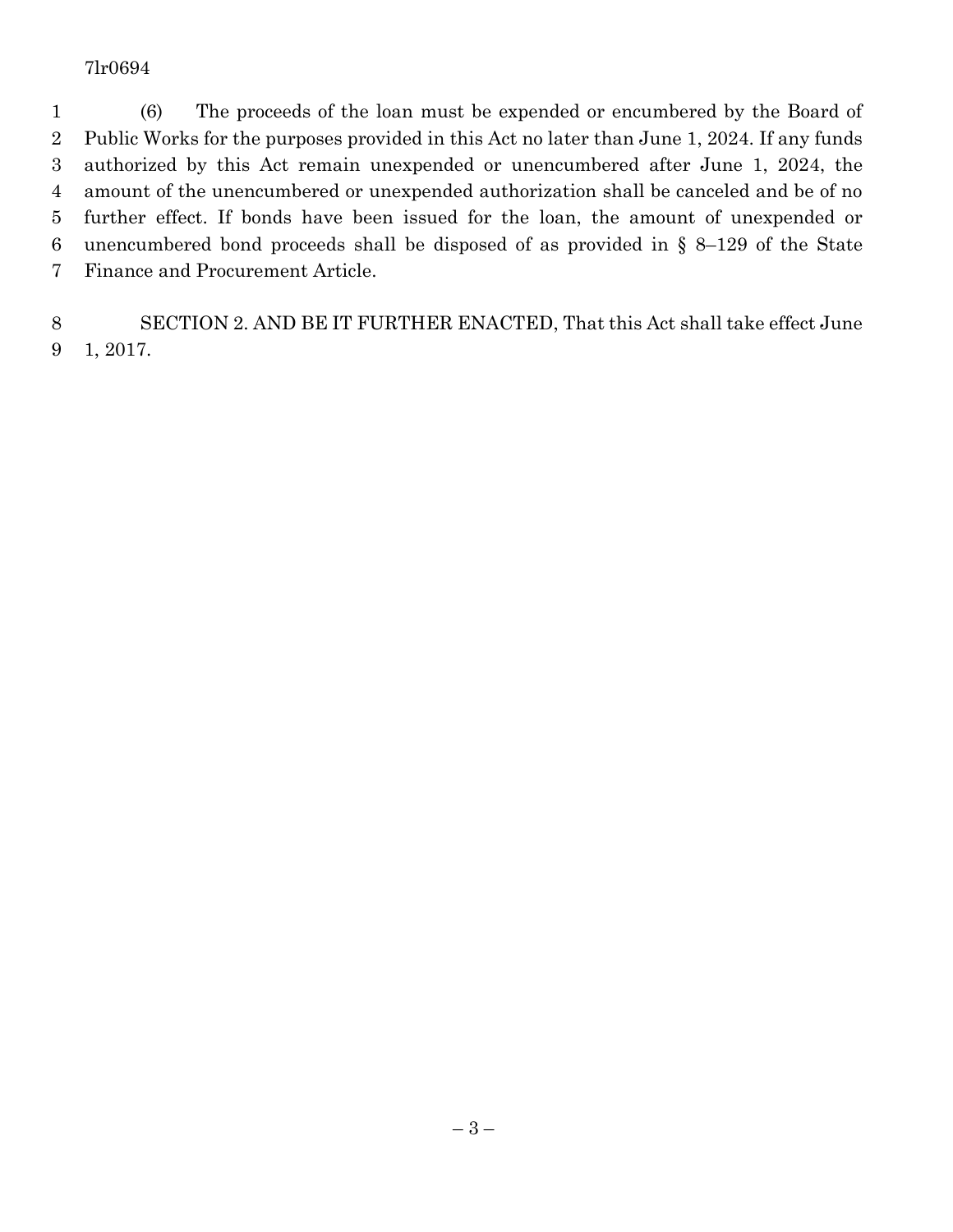(6) The proceeds of the loan must be expended or encumbered by the Board of Public Works for the purposes provided in this Act no later than June 1, 2024. If any funds authorized by this Act remain unexpended or unencumbered after June 1, 2024, the amount of the unencumbered or unexpended authorization shall be canceled and be of no further effect. If bonds have been issued for the loan, the amount of unexpended or unencumbered bond proceeds shall be disposed of as provided in § 8–129 of the State Finance and Procurement Article.

SECTION 2. AND BE IT FURTHER ENACTED, That this Act shall take effect June 1, 2017.